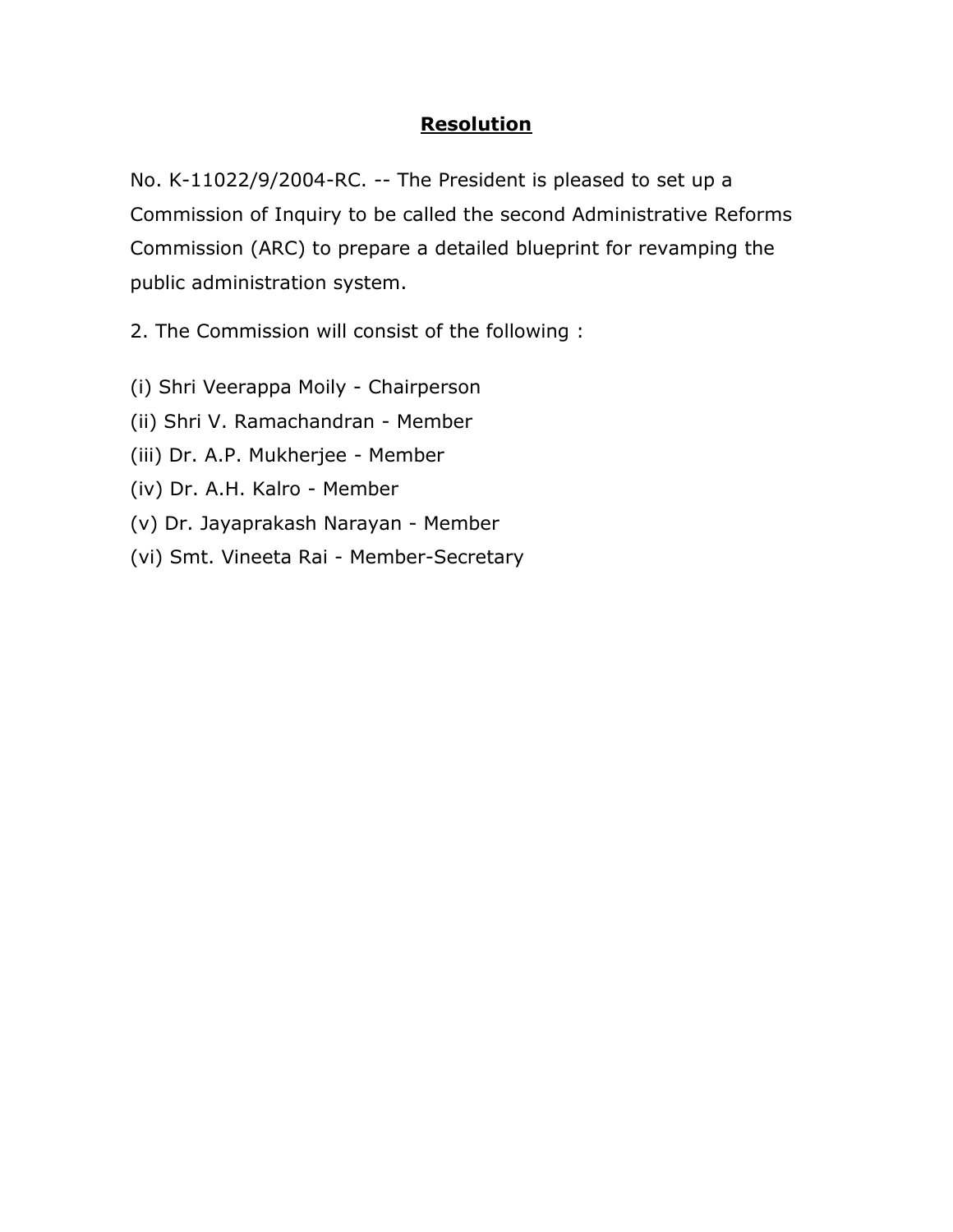# **Resolution**

No. K-11022/9/2004-RC. -- The President is pleased to set up a Commission of Inquiry to be called the second Administrative Reforms Commission (ARC) to prepare a detailed blueprint for revamping the public administration system.

2. The Commission will consist of the following :

(i) Shri Veerappa Moily - Chairperson
(ii) Shri V. Ramachandran - Member
(iii) Dr. A.P. Mukherjee - Member
(iv) Dr. A.H. Kalro - Member
(v) Dr. Jayaprakash Narayan - Member
(vi) Smt. Vineeta Rai - Member-Secretary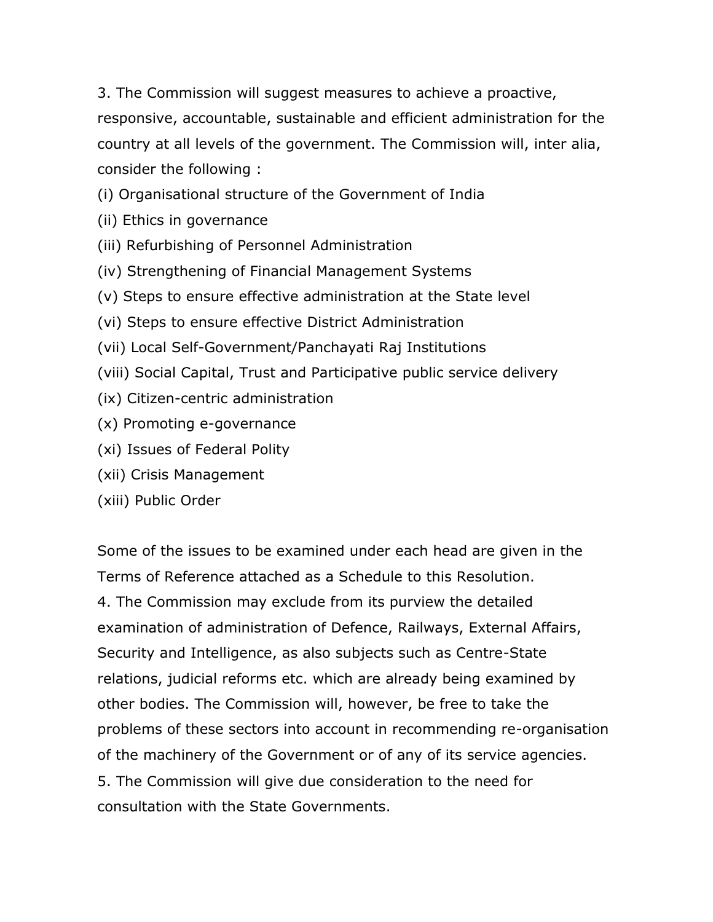3. The Commission will suggest measures to achieve a proactive, responsive, accountable, sustainable and efficient administration for the country at all levels of the government. The Commission will, inter alia, consider the following :

(i) Organisational structure of the Government of India
(ii) Ethics in governance
(iii) Refurbishing of Personnel Administration
(iv) Strengthening of Financial Management Systems
(v) Steps to ensure effective administration at the State level
(vi) Steps to ensure effective District Administration
(vii) Local Self-Government/Panchayati Raj Institutions
(viii) Social Capital, Trust and Participative public service delivery
(ix) Citizen-centric administration
(x) Promoting e-governance
(xi) Issues of Federal Polity
(xii) Crisis Management
(xiii) Public Order

Some of the issues to be examined under each head are given in the Terms of Reference attached as a Schedule to this Resolution.

4. The Commission may exclude from its purview the detailed examination of administration of Defence, Railways, External Affairs, Security and Intelligence, as also subjects such as Centre-State relations, judicial reforms etc. which are already being examined by other bodies. The Commission will, however, be free to take the problems of these sectors into account in recommending re-organisation of the machinery of the Government or of any of its service agencies.

5. The Commission will give due consideration to the need for consultation with the State Governments.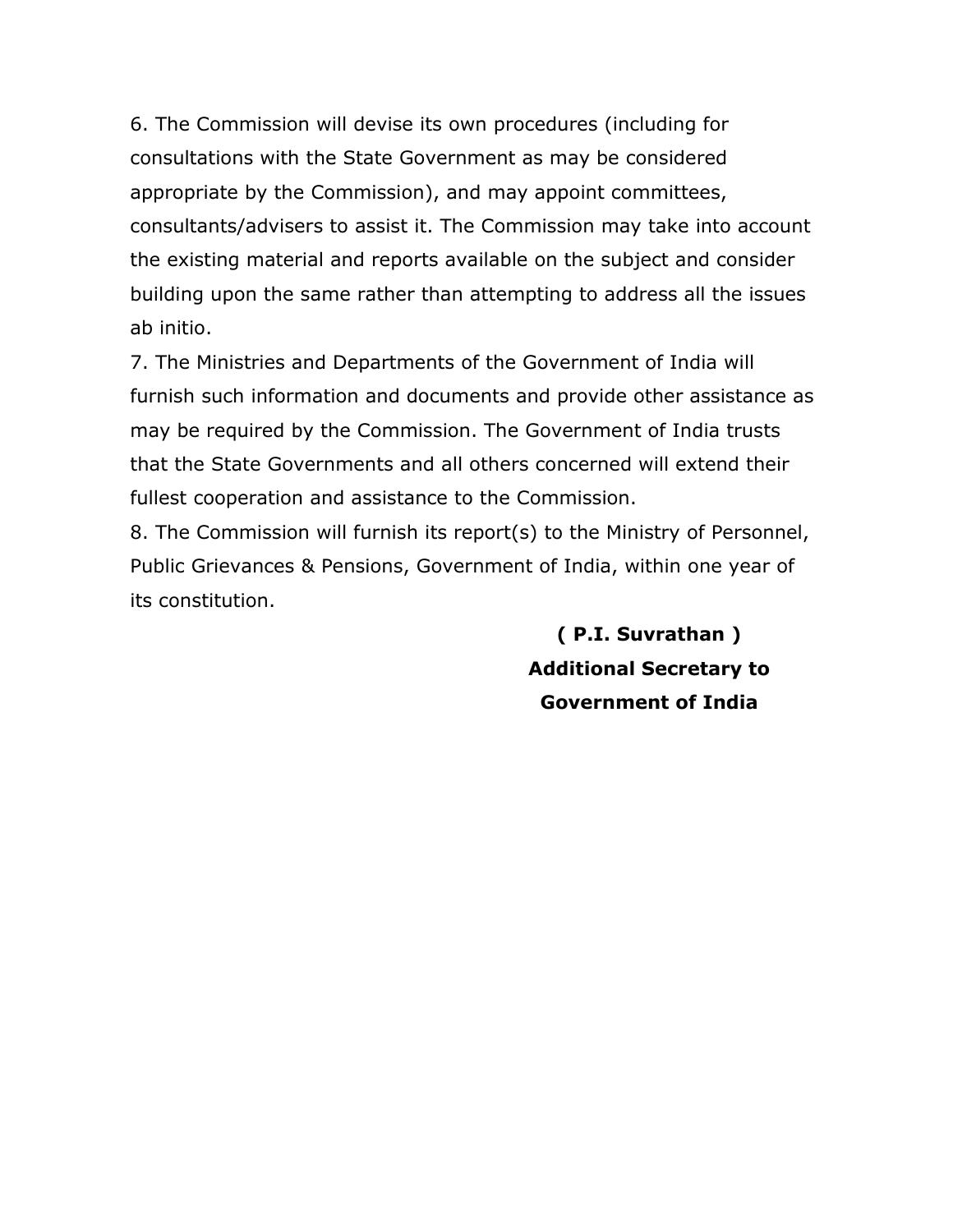6. The Commission will devise its own procedures (including for consultations with the State Government as may be considered appropriate by the Commission), and may appoint committees, consultants/advisers to assist it. The Commission may take into account the existing material and reports available on the subject and consider building upon the same rather than attempting to address all the issues ab initio.

7. The Ministries and Departments of the Government of India will furnish such information and documents and provide other assistance as may be required by the Commission. The Government of India trusts that the State Governments and all others concerned will extend their fullest cooperation and assistance to the Commission.

8. The Commission will furnish its report(s) to the Ministry of Personnel, Public Grievances & Pensions, Government of India, within one year of its constitution.

**( P.I. Suvrathan )**
**Additional Secretary to**
**Government of India**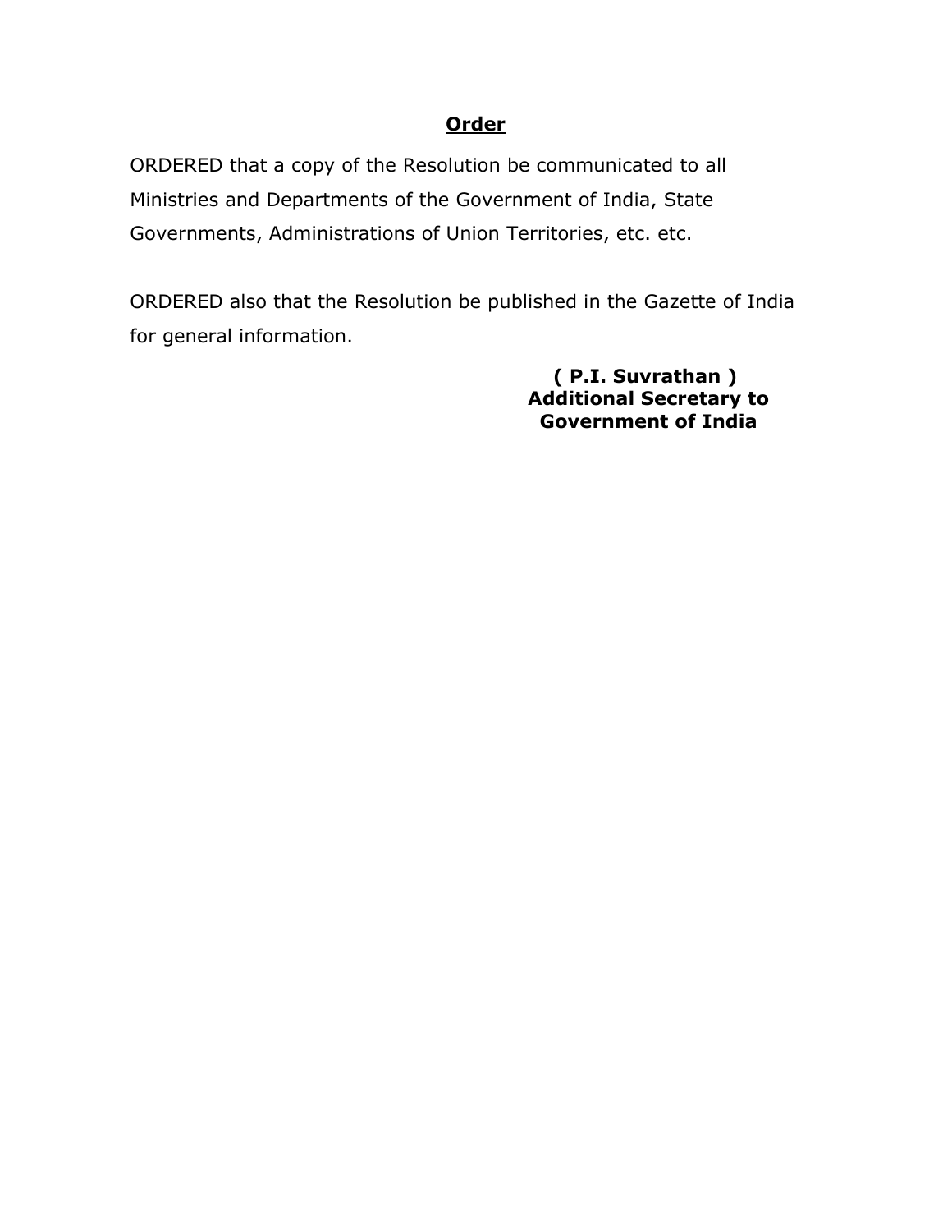## Order

ORDERED that a copy of the Resolution be communicated to all Ministries and Departments of the Government of India, State Governments, Administrations of Union Territories, etc. etc.

ORDERED also that the Resolution be published in the Gazette of India for general information.

**( P.I. Suvrathan )**
**Additional Secretary to**
**Government of India**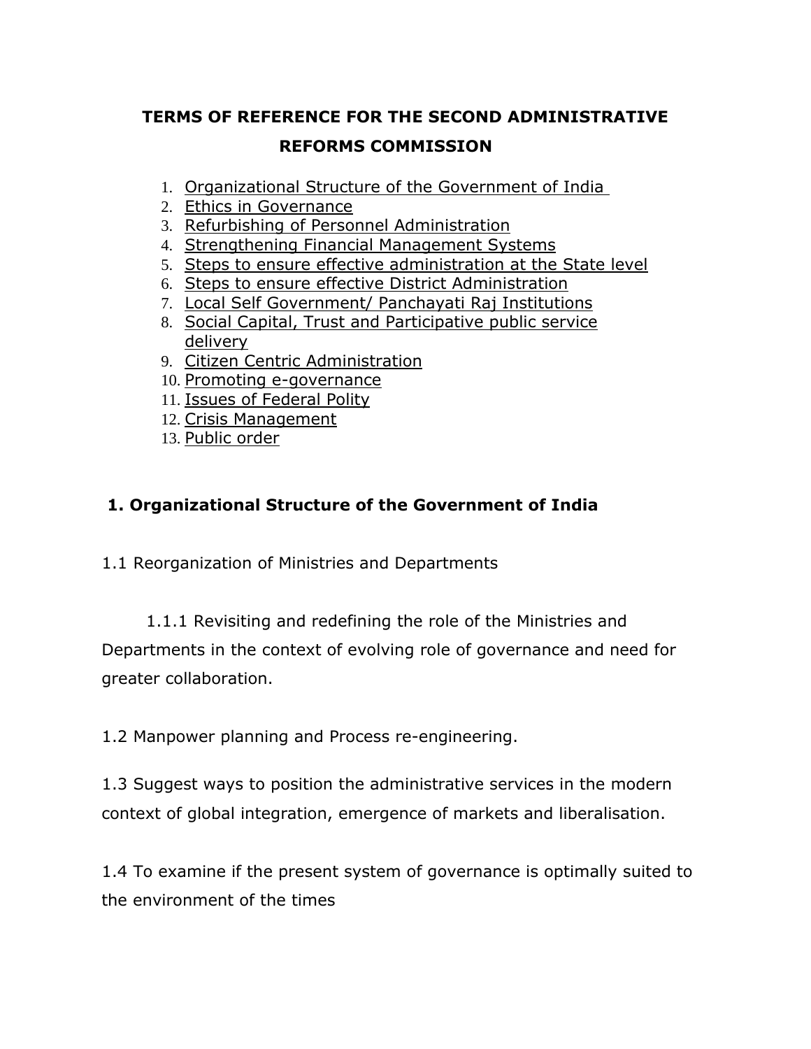# TERMS OF REFERENCE FOR THE SECOND ADMINISTRATIVE REFORMS COMMISSION

1. Organizational Structure of the Government of India
2. Ethics in Governance
3. Refurbishing of Personnel Administration
4. Strengthening Financial Management Systems
5. Steps to ensure effective administration at the State level
6. Steps to ensure effective District Administration
7. Local Self Government/ Panchayati Raj Institutions
8. Social Capital, Trust and Participative public service delivery
9. Citizen Centric Administration
10. Promoting e-governance
11. Issues of Federal Polity
12. Crisis Management
13. Public order

## 1. Organizational Structure of the Government of India

1.1 Reorganization of Ministries and Departments

1.1.1 Revisiting and redefining the role of the Ministries and Departments in the context of evolving role of governance and need for greater collaboration.

1.2 Manpower planning and Process re-engineering.

1.3 Suggest ways to position the administrative services in the modern context of global integration, emergence of markets and liberalisation.

1.4 To examine if the present system of governance is optimally suited to the environment of the times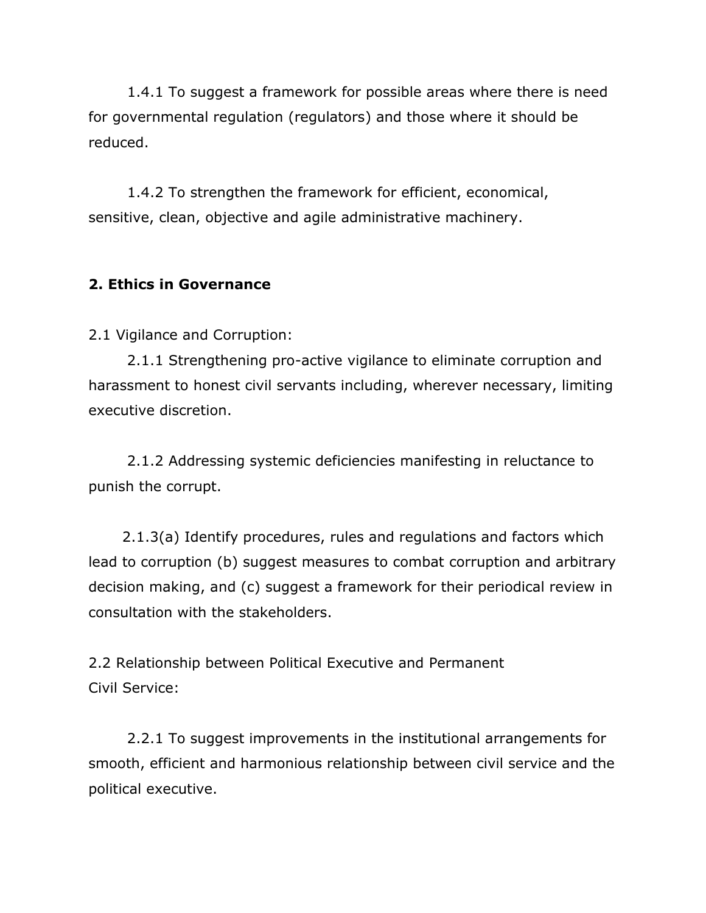1.4.1 To suggest a framework for possible areas where there is need for governmental regulation (regulators) and those where it should be reduced.

1.4.2 To strengthen the framework for efficient, economical, sensitive, clean, objective and agile administrative machinery.

## 2. Ethics in Governance

2.1 Vigilance and Corruption:

2.1.1 Strengthening pro-active vigilance to eliminate corruption and harassment to honest civil servants including, wherever necessary, limiting executive discretion.

2.1.2 Addressing systemic deficiencies manifesting in reluctance to punish the corrupt.

2.1.3(a) Identify procedures, rules and regulations and factors which lead to corruption (b) suggest measures to combat corruption and arbitrary decision making, and (c) suggest a framework for their periodical review in consultation with the stakeholders.

2.2 Relationship between Political Executive and Permanent Civil Service:

2.2.1 To suggest improvements in the institutional arrangements for smooth, efficient and harmonious relationship between civil service and the political executive.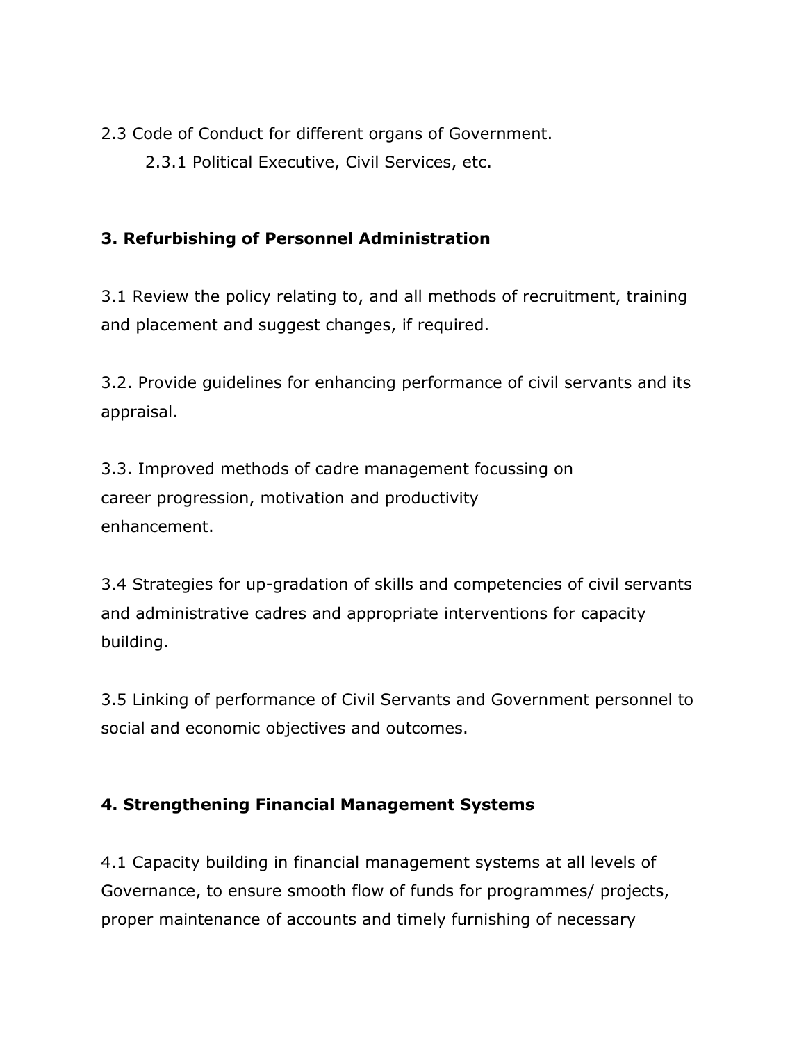2.3 Code of Conduct for different organs of Government.

  2.3.1 Political Executive, Civil Services, etc.

## 3. Refurbishing of Personnel Administration

3.1 Review the policy relating to, and all methods of recruitment, training and placement and suggest changes, if required.

3.2. Provide guidelines for enhancing performance of civil servants and its appraisal.

3.3. Improved methods of cadre management focussing on career progression, motivation and productivity enhancement.

3.4 Strategies for up-gradation of skills and competencies of civil servants and administrative cadres and appropriate interventions for capacity building.

3.5 Linking of performance of Civil Servants and Government personnel to social and economic objectives and outcomes.

## 4. Strengthening Financial Management Systems

4.1 Capacity building in financial management systems at all levels of Governance, to ensure smooth flow of funds for programmes/ projects, proper maintenance of accounts and timely furnishing of necessary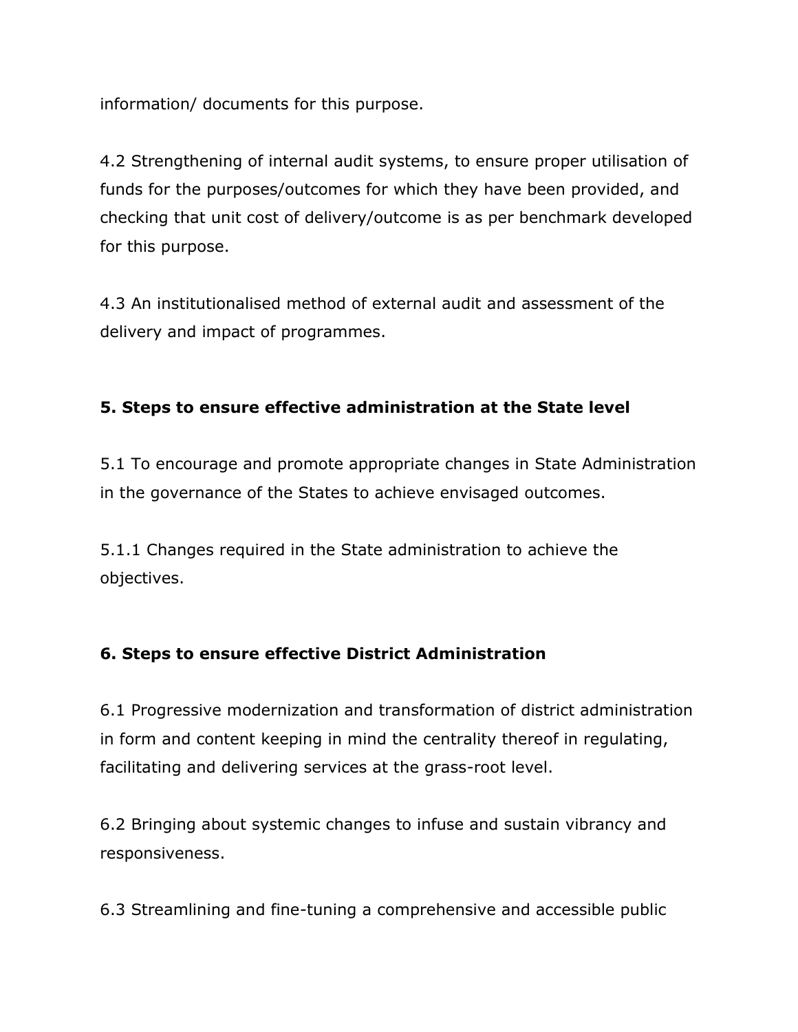information/ documents for this purpose.

4.2 Strengthening of internal audit systems, to ensure proper utilisation of funds for the purposes/outcomes for which they have been provided, and checking that unit cost of delivery/outcome is as per benchmark developed for this purpose.

4.3 An institutionalised method of external audit and assessment of the delivery and impact of programmes.

## 5. Steps to ensure effective administration at the State level

5.1 To encourage and promote appropriate changes in State Administration in the governance of the States to achieve envisaged outcomes.

5.1.1 Changes required in the State administration to achieve the objectives.

## 6. Steps to ensure effective District Administration

6.1 Progressive modernization and transformation of district administration in form and content keeping in mind the centrality thereof in regulating, facilitating and delivering services at the grass-root level.

6.2 Bringing about systemic changes to infuse and sustain vibrancy and responsiveness.

6.3 Streamlining and fine-tuning a comprehensive and accessible public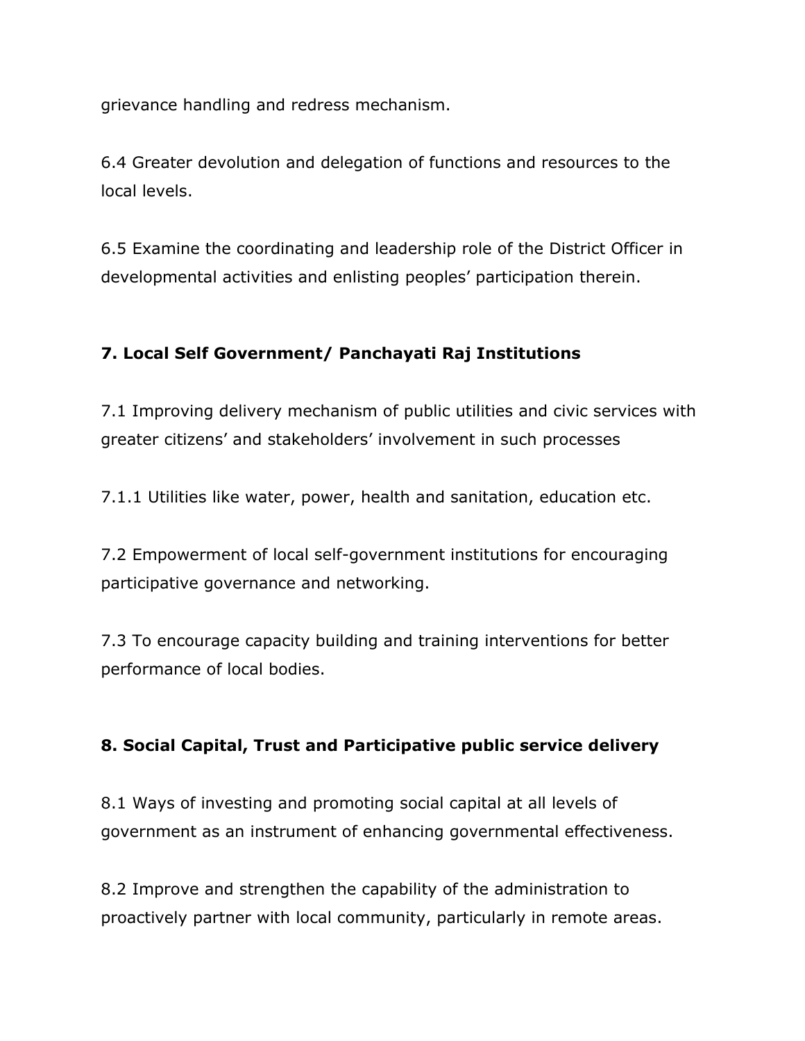grievance handling and redress mechanism.

6.4 Greater devolution and delegation of functions and resources to the local levels.

6.5 Examine the coordinating and leadership role of the District Officer in developmental activities and enlisting peoples' participation therein.

## 7. Local Self Government/ Panchayati Raj Institutions

7.1 Improving delivery mechanism of public utilities and civic services with greater citizens' and stakeholders' involvement in such processes

7.1.1 Utilities like water, power, health and sanitation, education etc.

7.2 Empowerment of local self-government institutions for encouraging participative governance and networking.

7.3 To encourage capacity building and training interventions for better performance of local bodies.

## 8. Social Capital, Trust and Participative public service delivery

8.1 Ways of investing and promoting social capital at all levels of government as an instrument of enhancing governmental effectiveness.

8.2 Improve and strengthen the capability of the administration to proactively partner with local community, particularly in remote areas.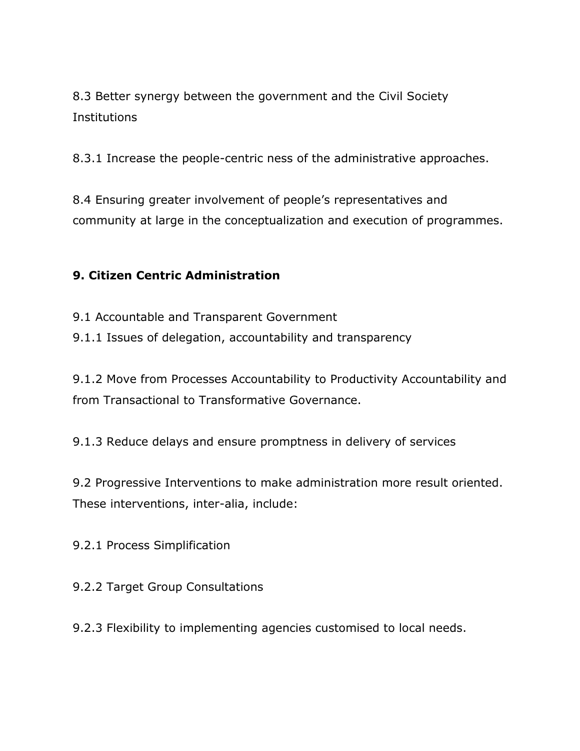8.3 Better synergy between the government and the Civil Society Institutions

8.3.1 Increase the people-centric ness of the administrative approaches.

8.4 Ensuring greater involvement of people's representatives and community at large in the conceptualization and execution of programmes.

## 9. Citizen Centric Administration

9.1 Accountable and Transparent Government

9.1.1 Issues of delegation, accountability and transparency

9.1.2 Move from Processes Accountability to Productivity Accountability and from Transactional to Transformative Governance.

9.1.3 Reduce delays and ensure promptness in delivery of services

9.2 Progressive Interventions to make administration more result oriented. These interventions, inter-alia, include:

9.2.1 Process Simplification

9.2.2 Target Group Consultations

9.2.3 Flexibility to implementing agencies customised to local needs.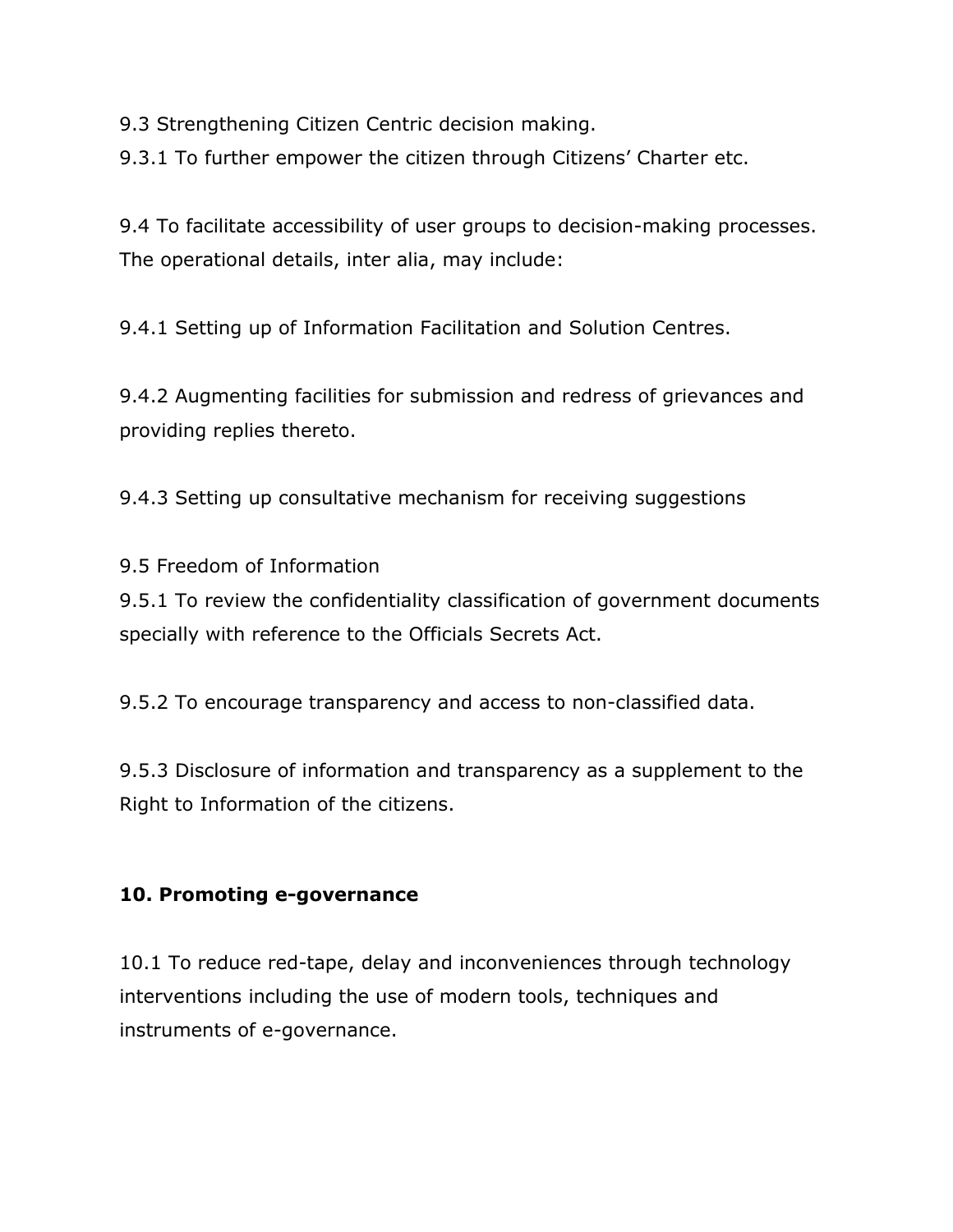9.3 Strengthening Citizen Centric decision making.
9.3.1 To further empower the citizen through Citizens' Charter etc.

9.4 To facilitate accessibility of user groups to decision-making processes. The operational details, inter alia, may include:

9.4.1 Setting up of Information Facilitation and Solution Centres.

9.4.2 Augmenting facilities for submission and redress of grievances and providing replies thereto.

9.4.3 Setting up consultative mechanism for receiving suggestions

9.5 Freedom of Information
9.5.1 To review the confidentiality classification of government documents specially with reference to the Officials Secrets Act.

9.5.2 To encourage transparency and access to non-classified data.

9.5.3 Disclosure of information and transparency as a supplement to the Right to Information of the citizens.

## 10. Promoting e-governance

10.1 To reduce red-tape, delay and inconveniences through technology interventions including the use of modern tools, techniques and instruments of e-governance.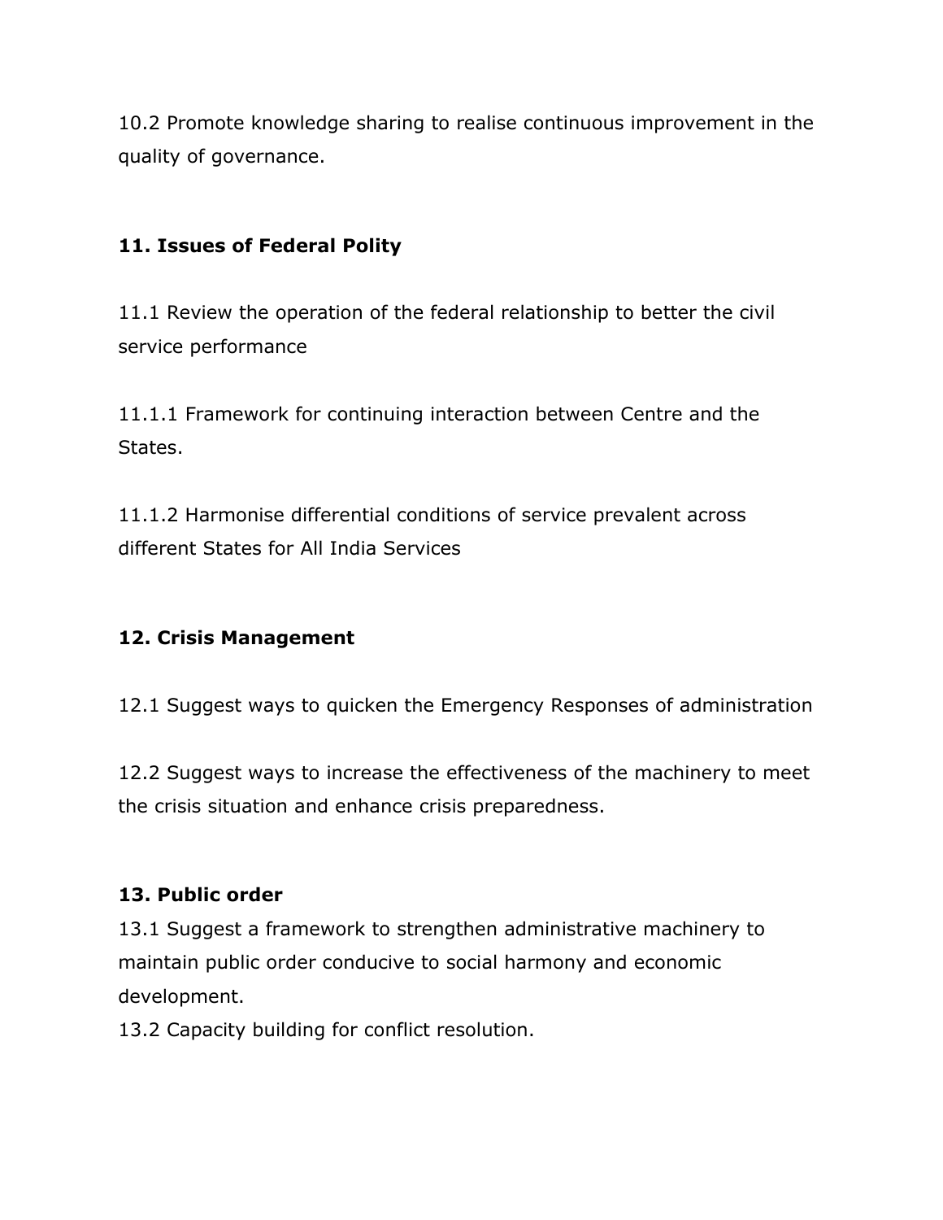10.2 Promote knowledge sharing to realise continuous improvement in the quality of governance.

**11. Issues of Federal Polity**

11.1 Review the operation of the federal relationship to better the civil service performance

11.1.1 Framework for continuing interaction between Centre and the States.

11.1.2 Harmonise differential conditions of service prevalent across different States for All India Services

**12. Crisis Management**

12.1 Suggest ways to quicken the Emergency Responses of administration

12.2 Suggest ways to increase the effectiveness of the machinery to meet the crisis situation and enhance crisis preparedness.

**13. Public order**

13.1 Suggest a framework to strengthen administrative machinery to maintain public order conducive to social harmony and economic development.

13.2 Capacity building for conflict resolution.